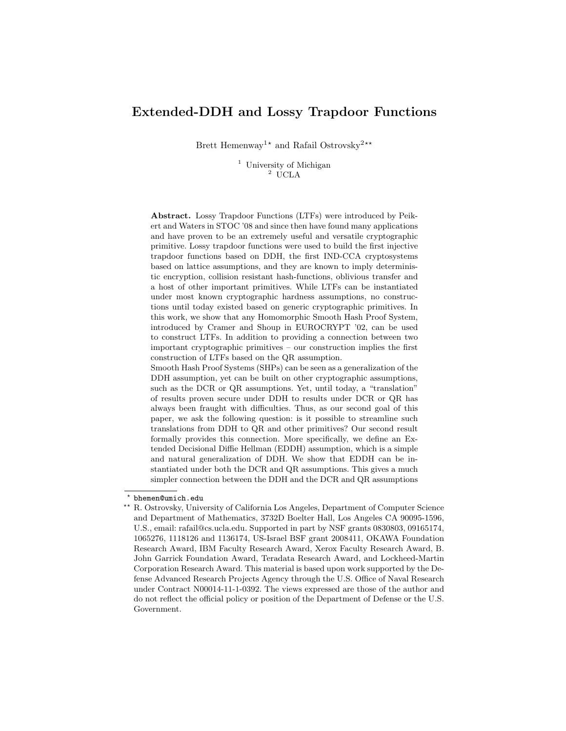# Extended-DDH and Lossy Trapdoor Functions

Brett Hemenway[1⋆] and Rafail Ostrovsky[2⋆⋆]

[1] University of Michigan
[2] UCLA

**Abstract.** Lossy Trapdoor Functions (LTFs) were introduced by Peikert and Waters in STOC '08 and since then have found many applications and have proven to be an extremely useful and versatile cryptographic primitive. Lossy trapdoor functions were used to build the first injective trapdoor functions based on DDH, the first IND-CCA cryptosystems based on lattice assumptions, and they are known to imply deterministic encryption, collision resistant hash-functions, oblivious transfer and a host of other important primitives. While LTFs can be instantiated under most known cryptographic hardness assumptions, no constructions until today existed based on generic cryptographic primitives. In this work, we show that any Homomorphic Smooth Hash Proof System, introduced by Cramer and Shoup in EUROCRYPT '02, can be used to construct LTFs. In addition to providing a connection between two important cryptographic primitives – our construction implies the first construction of LTFs based on the QR assumption.

Smooth Hash Proof Systems (SHPs) can be seen as a generalization of the DDH assumption, yet can be built on other cryptographic assumptions, such as the DCR or QR assumptions. Yet, until today, a "translation" of results proven secure under DDH to results under DCR or QR has always been fraught with difficulties. Thus, as our second goal of this paper, we ask the following question: is it possible to streamline such translations from DDH to QR and other primitives? Our second result formally provides this connection. More specifically, we define an Extended Decisional Diffie Hellman (EDDH) assumption, which is a simple and natural generalization of DDH. We show that EDDH can be instantiated under both the DCR and QR assumptions. This gives a much simpler connection between the DDH and the DCR and QR assumptions

---

⋆ bhemen@umich.edu

⋆⋆ R. Ostrovsky, University of California Los Angeles, Department of Computer Science and Department of Mathematics, 3732D Boelter Hall, Los Angeles CA 90095-1596, U.S., email: rafail@cs.ucla.edu. Supported in part by NSF grants 0830803, 09165174, 1065276, 1118126 and 1136174, US-Israel BSF grant 2008411, OKAWA Foundation Research Award, IBM Faculty Research Award, Xerox Faculty Research Award, B. John Garrick Foundation Award, Teradata Research Award, and Lockheed-Martin Corporation Research Award. This material is based upon work supported by the Defense Advanced Research Projects Agency through the U.S. Office of Naval Research under Contract N00014-11-1-0392. The views expressed are those of the author and do not reflect the official policy or position of the Department of Defense or the U.S. Government.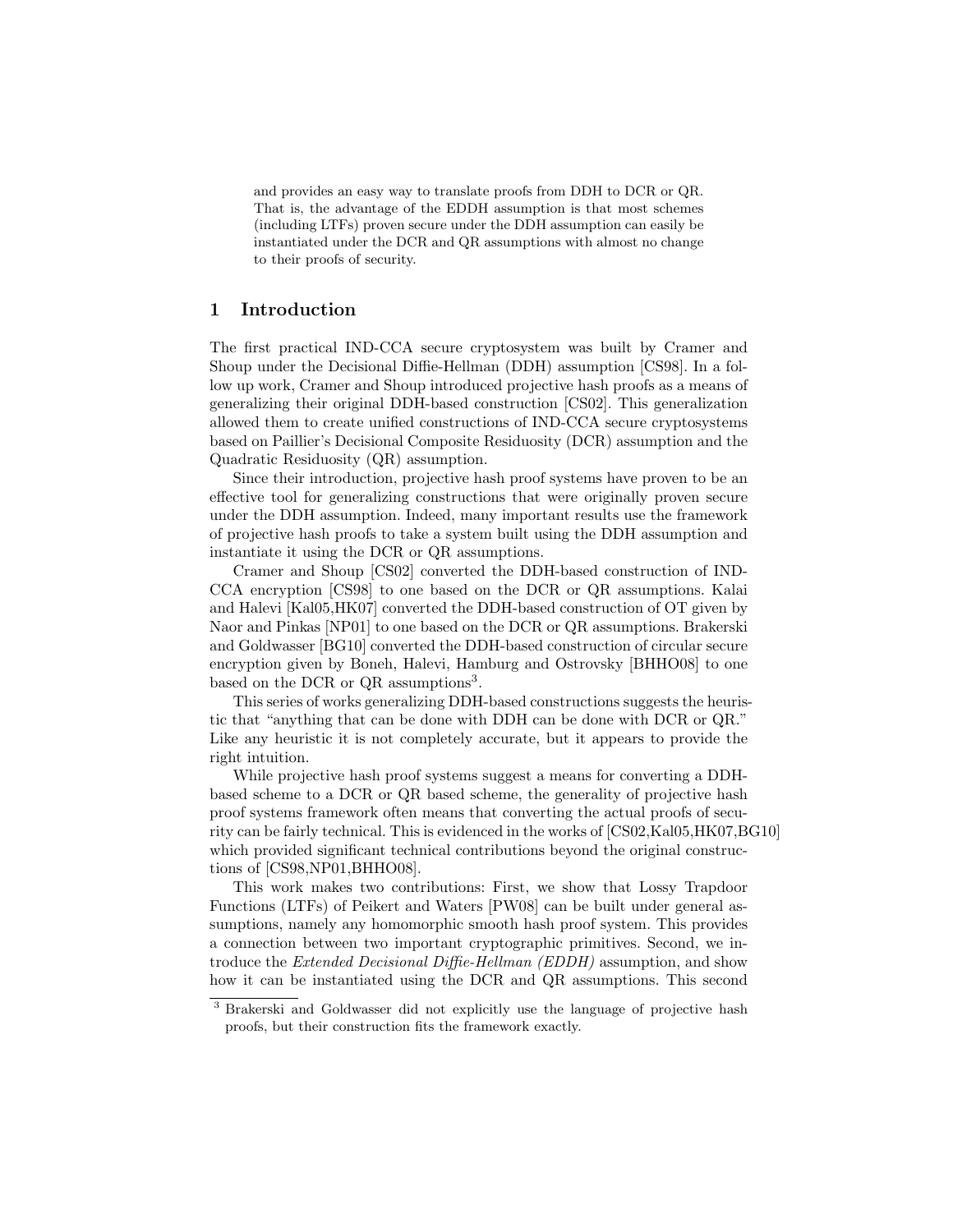and provides an easy way to translate proofs from DDH to DCR or QR. That is, the advantage of the EDDH assumption is that most schemes (including LTFs) proven secure under the DDH assumption can easily be instantiated under the DCR and QR assumptions with almost no change to their proofs of security.

## 1 Introduction

The first practical IND-CCA secure cryptosystem was built by Cramer and Shoup under the Decisional Diffie-Hellman (DDH) assumption [CS98]. In a follow up work, Cramer and Shoup introduced projective hash proofs as a means of generalizing their original DDH-based construction [CS02]. This generalization allowed them to create unified constructions of IND-CCA secure cryptosystems based on Paillier's Decisional Composite Residuosity (DCR) assumption and the Quadratic Residuosity (QR) assumption.

Since their introduction, projective hash proof systems have proven to be an effective tool for generalizing constructions that were originally proven secure under the DDH assumption. Indeed, many important results use the framework of projective hash proofs to take a system built using the DDH assumption and instantiate it using the DCR or QR assumptions.

Cramer and Shoup [CS02] converted the DDH-based construction of IND-CCA encryption [CS98] to one based on the DCR or QR assumptions. Kalai and Halevi [Kal05,HK07] converted the DDH-based construction of OT given by Naor and Pinkas [NP01] to one based on the DCR or QR assumptions. Brakerski and Goldwasser [BG10] converted the DDH-based construction of circular secure encryption given by Boneh, Halevi, Hamburg and Ostrovsky [BHHO08] to one based on the DCR or QR assumptions[3].

This series of works generalizing DDH-based constructions suggests the heuristic that "anything that can be done with DDH can be done with DCR or QR." Like any heuristic it is not completely accurate, but it appears to provide the right intuition.

While projective hash proof systems suggest a means for converting a DDH-based scheme to a DCR or QR based scheme, the generality of projective hash proof systems framework often means that converting the actual proofs of security can be fairly technical. This is evidenced in the works of [CS02,Kal05,HK07,BG10] which provided significant technical contributions beyond the original constructions of [CS98,NP01,BHHO08].

This work makes two contributions: First, we show that Lossy Trapdoor Functions (LTFs) of Peikert and Waters [PW08] can be built under general assumptions, namely any homomorphic smooth hash proof system. This provides a connection between two important cryptographic primitives. Second, we introduce the *Extended Decisional Diffie-Hellman (EDDH)* assumption, and show how it can be instantiated using the DCR and QR assumptions. This second

[3] Brakerski and Goldwasser did not explicitly use the language of projective hash proofs, but their construction fits the framework exactly.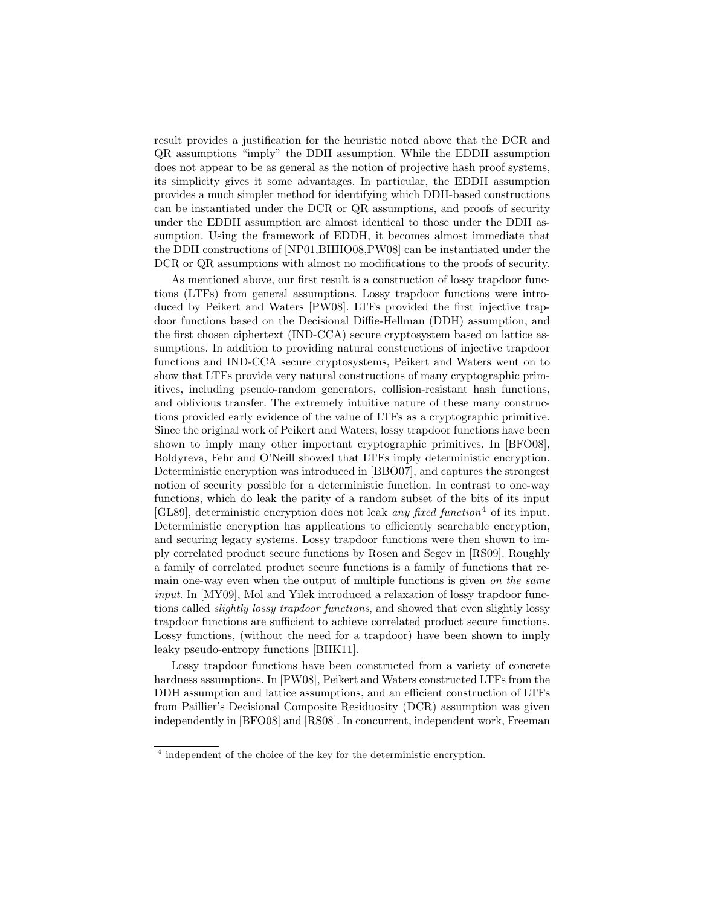result provides a justification for the heuristic noted above that the DCR and QR assumptions "imply" the DDH assumption. While the EDDH assumption does not appear to be as general as the notion of projective hash proof systems, its simplicity gives it some advantages. In particular, the EDDH assumption provides a much simpler method for identifying which DDH-based constructions can be instantiated under the DCR or QR assumptions, and proofs of security under the EDDH assumption are almost identical to those under the DDH assumption. Using the framework of EDDH, it becomes almost immediate that the DDH constructions of [NP01,BHHO08,PW08] can be instantiated under the DCR or QR assumptions with almost no modifications to the proofs of security.

As mentioned above, our first result is a construction of lossy trapdoor functions (LTFs) from general assumptions. Lossy trapdoor functions were introduced by Peikert and Waters [PW08]. LTFs provided the first injective trapdoor functions based on the Decisional Diffie-Hellman (DDH) assumption, and the first chosen ciphertext (IND-CCA) secure cryptosystem based on lattice assumptions. In addition to providing natural constructions of injective trapdoor functions and IND-CCA secure cryptosystems, Peikert and Waters went on to show that LTFs provide very natural constructions of many cryptographic primitives, including pseudo-random generators, collision-resistant hash functions, and oblivious transfer. The extremely intuitive nature of these many constructions provided early evidence of the value of LTFs as a cryptographic primitive. Since the original work of Peikert and Waters, lossy trapdoor functions have been shown to imply many other important cryptographic primitives. In [BFO08], Boldyreva, Fehr and O'Neill showed that LTFs imply deterministic encryption. Deterministic encryption was introduced in [BBO07], and captures the strongest notion of security possible for a deterministic function. In contrast to one-way functions, which do leak the parity of a random subset of the bits of its input [GL89], deterministic encryption does not leak *any fixed function*[4] of its input. Deterministic encryption has applications to efficiently searchable encryption, and securing legacy systems. Lossy trapdoor functions were then shown to imply correlated product secure functions by Rosen and Segev in [RS09]. Roughly a family of correlated product secure functions is a family of functions that remain one-way even when the output of multiple functions is given *on the same input*. In [MY09], Mol and Yilek introduced a relaxation of lossy trapdoor functions called *slightly lossy trapdoor functions*, and showed that even slightly lossy trapdoor functions are sufficient to achieve correlated product secure functions. Lossy functions, (without the need for a trapdoor) have been shown to imply leaky pseudo-entropy functions [BHK11].

Lossy trapdoor functions have been constructed from a variety of concrete hardness assumptions. In [PW08], Peikert and Waters constructed LTFs from the DDH assumption and lattice assumptions, and an efficient construction of LTFs from Paillier's Decisional Composite Residuosity (DCR) assumption was given independently in [BFO08] and [RS08]. In concurrent, independent work, Freeman

[4] independent of the choice of the key for the deterministic encryption.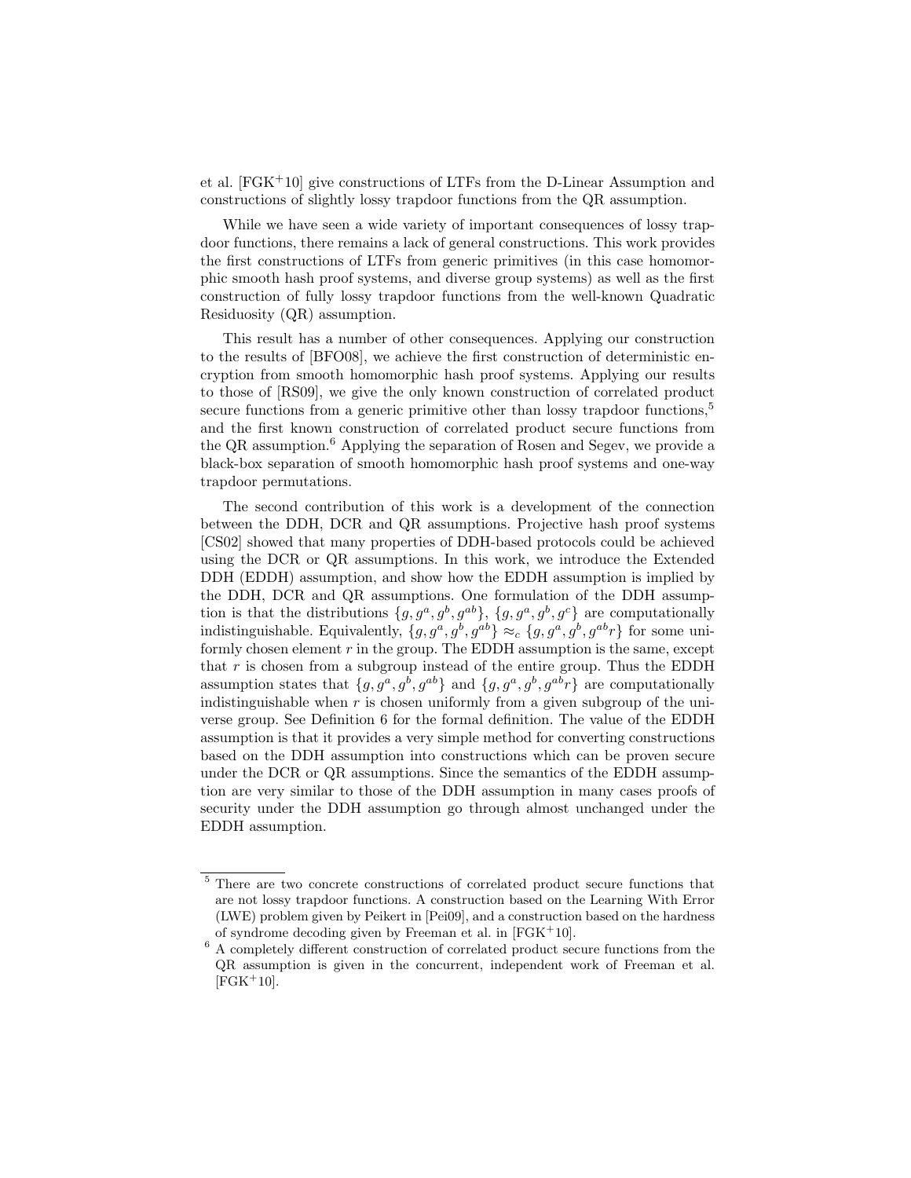et al. [FGK+10] give constructions of LTFs from the D-Linear Assumption and constructions of slightly lossy trapdoor functions from the QR assumption.

While we have seen a wide variety of important consequences of lossy trapdoor functions, there remains a lack of general constructions. This work provides the first constructions of LTFs from generic primitives (in this case homomorphic smooth hash proof systems, and diverse group systems) as well as the first construction of fully lossy trapdoor functions from the well-known Quadratic Residuosity (QR) assumption.

This result has a number of other consequences. Applying our construction to the results of [BFO08], we achieve the first construction of deterministic encryption from smooth homomorphic hash proof systems. Applying our results to those of [RS09], we give the only known construction of correlated product secure functions from a generic primitive other than lossy trapdoor functions,[5] and the first known construction of correlated product secure functions from the QR assumption.[6] Applying the separation of Rosen and Segev, we provide a black-box separation of smooth homomorphic hash proof systems and one-way trapdoor permutations.

The second contribution of this work is a development of the connection between the DDH, DCR and QR assumptions. Projective hash proof systems [CS02] showed that many properties of DDH-based protocols could be achieved using the DCR or QR assumptions. In this work, we introduce the Extended DDH (EDDH) assumption, and show how the EDDH assumption is implied by the DDH, DCR and QR assumptions. One formulation of the DDH assumption is that the distributions $\{g, g^a, g^b, g^{ab}\}$, $\{g, g^a, g^b, g^c\}$ are computationally indistinguishable. Equivalently, $\{g, g^a, g^b, g^{ab}\} \approx_c \{g, g^a, g^b, g^{ab}r\}$ for some uniformly chosen element $r$ in the group. The EDDH assumption is the same, except that $r$ is chosen from a subgroup instead of the entire group. Thus the EDDH assumption states that $\{g, g^a, g^b, g^{ab}\}$ and $\{g, g^a, g^b, g^{ab}r\}$ are computationally indistinguishable when $r$ is chosen uniformly from a given subgroup of the universe group. See Definition 6 for the formal definition. The value of the EDDH assumption is that it provides a very simple method for converting constructions based on the DDH assumption into constructions which can be proven secure under the DCR or QR assumptions. Since the semantics of the EDDH assumption are very similar to those of the DDH assumption in many cases proofs of security under the DDH assumption go through almost unchanged under the EDDH assumption.

---

[5] There are two concrete constructions of correlated product secure functions that are not lossy trapdoor functions. A construction based on the Learning With Error (LWE) problem given by Peikert in [Pei09], and a construction based on the hardness of syndrome decoding given by Freeman et al. in [FGK+10].

[6] A completely different construction of correlated product secure functions from the QR assumption is given in the concurrent, independent work of Freeman et al. [FGK+10].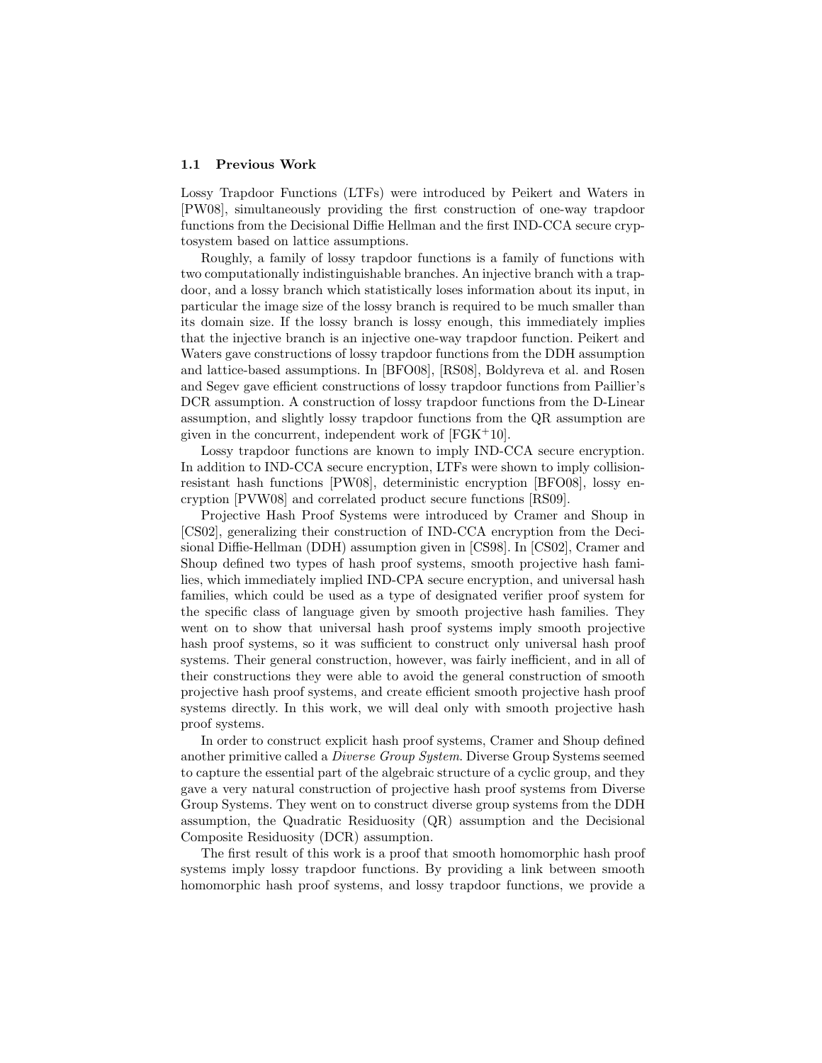### 1.1 Previous Work

Lossy Trapdoor Functions (LTFs) were introduced by Peikert and Waters in [PW08], simultaneously providing the first construction of one-way trapdoor functions from the Decisional Diffie Hellman and the first IND-CCA secure cryptosystem based on lattice assumptions.

Roughly, a family of lossy trapdoor functions is a family of functions with two computationally indistinguishable branches. An injective branch with a trapdoor, and a lossy branch which statistically loses information about its input, in particular the image size of the lossy branch is required to be much smaller than its domain size. If the lossy branch is lossy enough, this immediately implies that the injective branch is an injective one-way trapdoor function. Peikert and Waters gave constructions of lossy trapdoor functions from the DDH assumption and lattice-based assumptions. In [BFO08], [RS08], Boldyreva et al. and Rosen and Segev gave efficient constructions of lossy trapdoor functions from Paillier's DCR assumption. A construction of lossy trapdoor functions from the D-Linear assumption, and slightly lossy trapdoor functions from the QR assumption are given in the concurrent, independent work of [FGK+10].

Lossy trapdoor functions are known to imply IND-CCA secure encryption. In addition to IND-CCA secure encryption, LTFs were shown to imply collision-resistant hash functions [PW08], deterministic encryption [BFO08], lossy encryption [PVW08] and correlated product secure functions [RS09].

Projective Hash Proof Systems were introduced by Cramer and Shoup in [CS02], generalizing their construction of IND-CCA encryption from the Decisional Diffie-Hellman (DDH) assumption given in [CS98]. In [CS02], Cramer and Shoup defined two types of hash proof systems, smooth projective hash families, which immediately implied IND-CPA secure encryption, and universal hash families, which could be used as a type of designated verifier proof system for the specific class of language given by smooth projective hash families. They went on to show that universal hash proof systems imply smooth projective hash proof systems, so it was sufficient to construct only universal hash proof systems. Their general construction, however, was fairly inefficient, and in all of their constructions they were able to avoid the general construction of smooth projective hash proof systems, and create efficient smooth projective hash proof systems directly. In this work, we will deal only with smooth projective hash proof systems.

In order to construct explicit hash proof systems, Cramer and Shoup defined another primitive called a *Diverse Group System*. Diverse Group Systems seemed to capture the essential part of the algebraic structure of a cyclic group, and they gave a very natural construction of projective hash proof systems from Diverse Group Systems. They went on to construct diverse group systems from the DDH assumption, the Quadratic Residuosity (QR) assumption and the Decisional Composite Residuosity (DCR) assumption.

The first result of this work is a proof that smooth homomorphic hash proof systems imply lossy trapdoor functions. By providing a link between smooth homomorphic hash proof systems, and lossy trapdoor functions, we provide a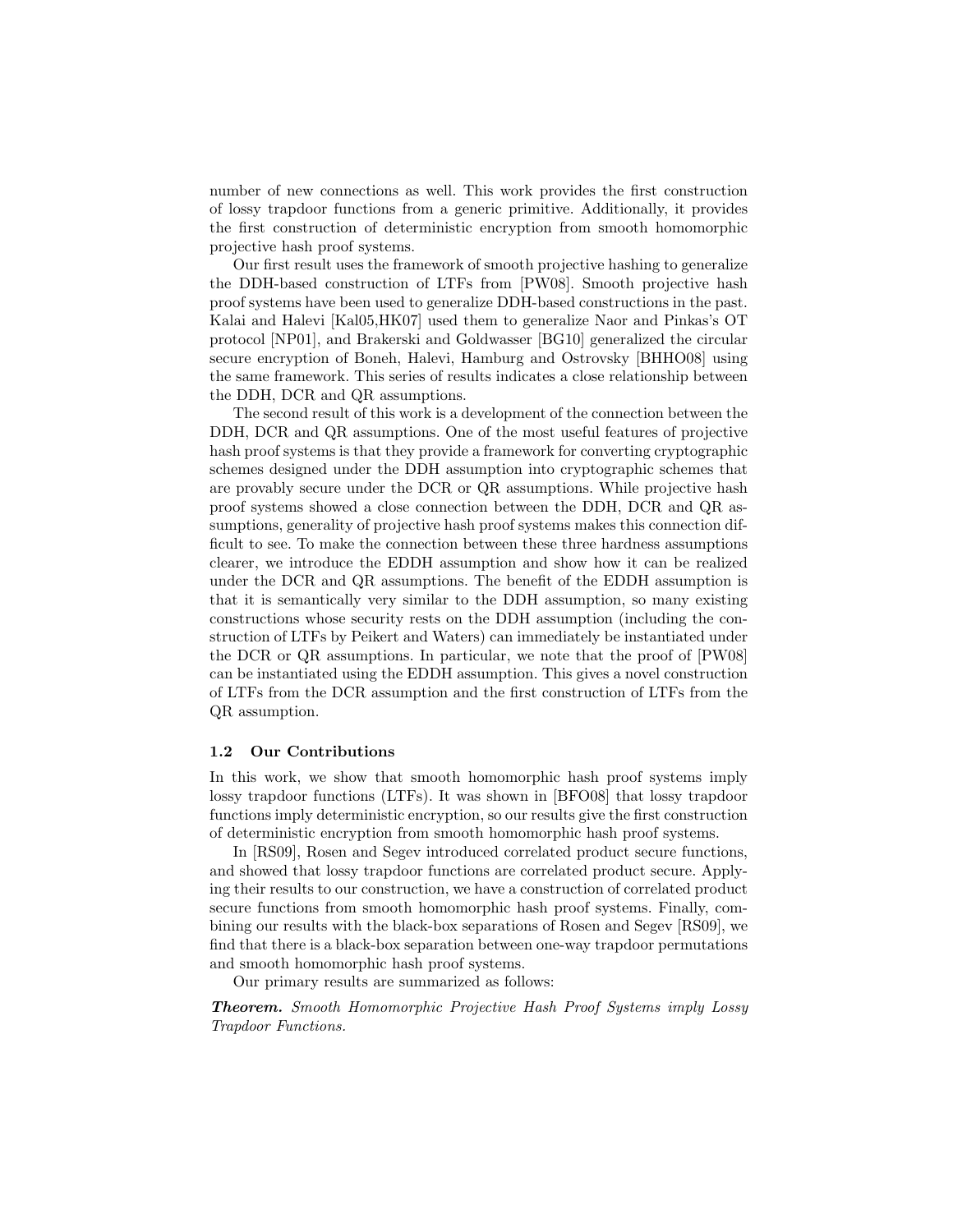number of new connections as well. This work provides the first construction of lossy trapdoor functions from a generic primitive. Additionally, it provides the first construction of deterministic encryption from smooth homomorphic projective hash proof systems.

Our first result uses the framework of smooth projective hashing to generalize the DDH-based construction of LTFs from [PW08]. Smooth projective hash proof systems have been used to generalize DDH-based constructions in the past. Kalai and Halevi [Kal05,HK07] used them to generalize Naor and Pinkas's OT protocol [NP01], and Brakerski and Goldwasser [BG10] generalized the circular secure encryption of Boneh, Halevi, Hamburg and Ostrovsky [BHHO08] using the same framework. This series of results indicates a close relationship between the DDH, DCR and QR assumptions.

The second result of this work is a development of the connection between the DDH, DCR and QR assumptions. One of the most useful features of projective hash proof systems is that they provide a framework for converting cryptographic schemes designed under the DDH assumption into cryptographic schemes that are provably secure under the DCR or QR assumptions. While projective hash proof systems showed a close connection between the DDH, DCR and QR assumptions, generality of projective hash proof systems makes this connection difficult to see. To make the connection between these three hardness assumptions clearer, we introduce the EDDH assumption and show how it can be realized under the DCR and QR assumptions. The benefit of the EDDH assumption is that it is semantically very similar to the DDH assumption, so many existing constructions whose security rests on the DDH assumption (including the construction of LTFs by Peikert and Waters) can immediately be instantiated under the DCR or QR assumptions. In particular, we note that the proof of [PW08] can be instantiated using the EDDH assumption. This gives a novel construction of LTFs from the DCR assumption and the first construction of LTFs from the QR assumption.

### 1.2 Our Contributions

In this work, we show that smooth homomorphic hash proof systems imply lossy trapdoor functions (LTFs). It was shown in [BFO08] that lossy trapdoor functions imply deterministic encryption, so our results give the first construction of deterministic encryption from smooth homomorphic hash proof systems.

In [RS09], Rosen and Segev introduced correlated product secure functions, and showed that lossy trapdoor functions are correlated product secure. Applying their results to our construction, we have a construction of correlated product secure functions from smooth homomorphic hash proof systems. Finally, combining our results with the black-box separations of Rosen and Segev [RS09], we find that there is a black-box separation between one-way trapdoor permutations and smooth homomorphic hash proof systems.

Our primary results are summarized as follows:

***Theorem.*** *Smooth Homomorphic Projective Hash Proof Systems imply Lossy Trapdoor Functions.*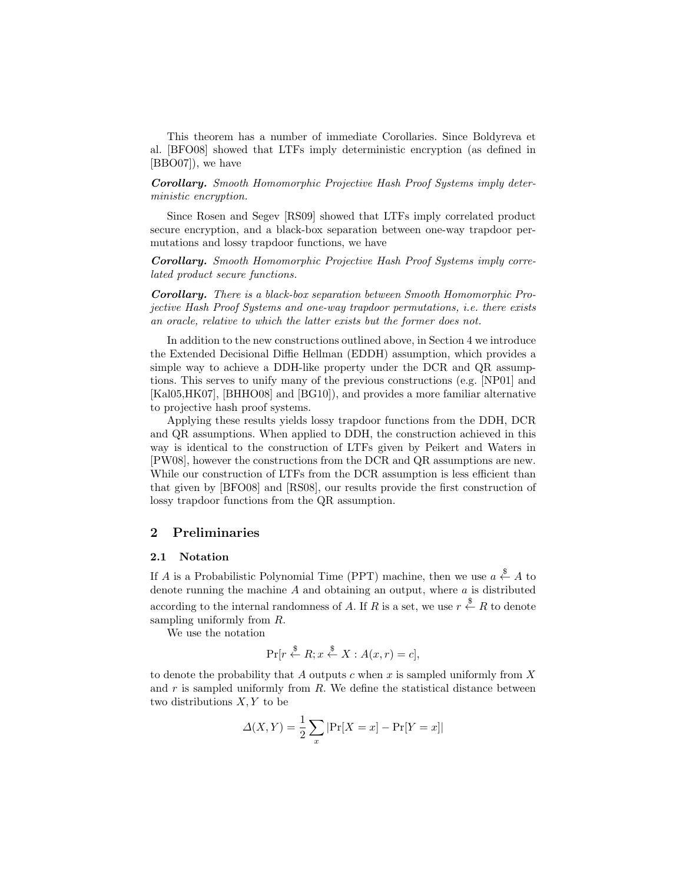This theorem has a number of immediate Corollaries. Since Boldyreva et al. [BFO08] showed that LTFs imply deterministic encryption (as defined in [BBO07]), we have

***Corollary.*** *Smooth Homomorphic Projective Hash Proof Systems imply deterministic encryption.*

Since Rosen and Segev [RS09] showed that LTFs imply correlated product secure encryption, and a black-box separation between one-way trapdoor permutations and lossy trapdoor functions, we have

***Corollary.*** *Smooth Homomorphic Projective Hash Proof Systems imply correlated product secure functions.*

***Corollary.*** *There is a black-box separation between Smooth Homomorphic Projective Hash Proof Systems and one-way trapdoor permutations, i.e. there exists an oracle, relative to which the latter exists but the former does not.*

In addition to the new constructions outlined above, in Section 4 we introduce the Extended Decisional Diffie Hellman (EDDH) assumption, which provides a simple way to achieve a DDH-like property under the DCR and QR assumptions. This serves to unify many of the previous constructions (e.g. [NP01] and [Kal05,HK07], [BHHO08] and [BG10]), and provides a more familiar alternative to projective hash proof systems.

Applying these results yields lossy trapdoor functions from the DDH, DCR and QR assumptions. When applied to DDH, the construction achieved in this way is identical to the construction of LTFs given by Peikert and Waters in [PW08], however the constructions from the DCR and QR assumptions are new. While our construction of LTFs from the DCR assumption is less efficient than that given by [BFO08] and [RS08], our results provide the first construction of lossy trapdoor functions from the QR assumption.

## 2 Preliminaries

### 2.1 Notation

If $A$ is a Probabilistic Polynomial Time (PPT) machine, then we use $a \xleftarrow{\$} A$ to denote running the machine $A$ and obtaining an output, where $a$ is distributed according to the internal randomness of $A$. If $R$ is a set, we use $r \xleftarrow{\$} R$ to denote sampling uniformly from $R$.

We use the notation

$$\Pr[r \xleftarrow{\$} R; x \xleftarrow{\$} X : A(x, r) = c],$$

to denote the probability that $A$ outputs $c$ when $x$ is sampled uniformly from $X$ and $r$ is sampled uniformly from $R$. We define the statistical distance between two distributions $X, Y$ to be

$$\Delta(X, Y) = \frac{1}{2} \sum_x |\Pr[X = x] - \Pr[Y = x]|$$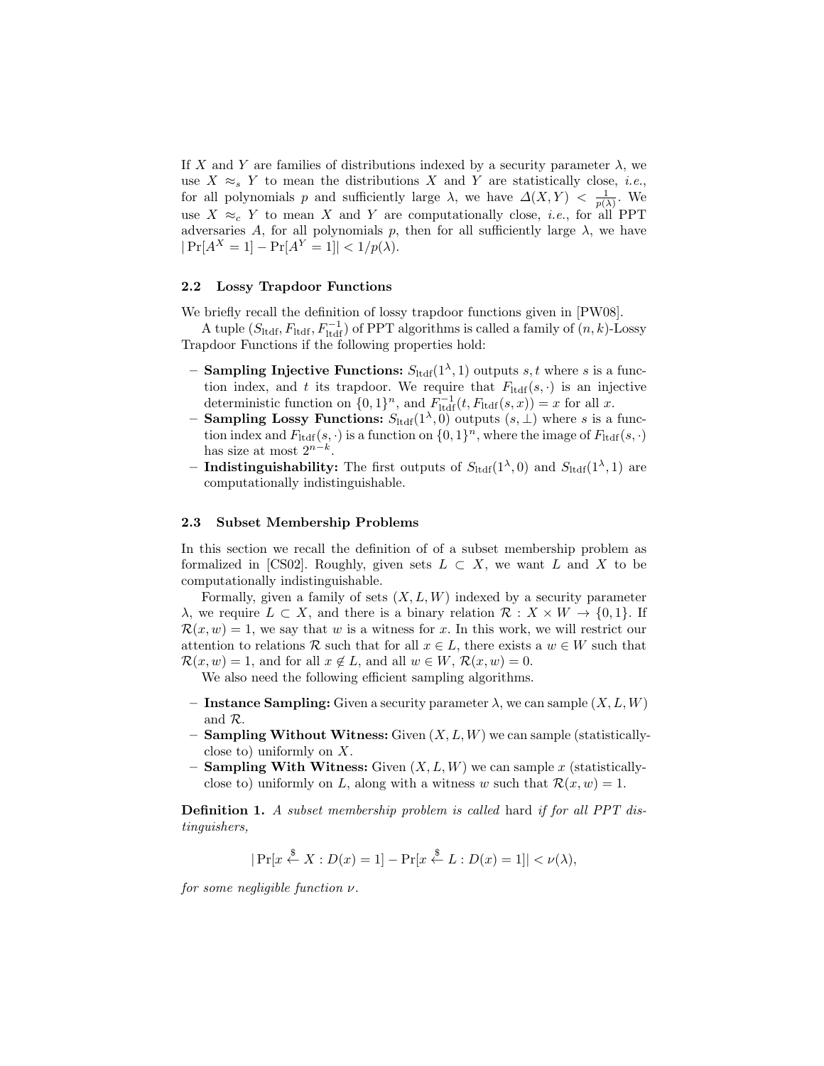If $X$ and $Y$ are families of distributions indexed by a security parameter $\lambda$, we use $X \approx_s Y$ to mean the distributions $X$ and $Y$ are statistically close, *i.e.*, for all polynomials $p$ and sufficiently large $\lambda$, we have $\Delta(X, Y) < \frac{1}{p(\lambda)}$. We use $X \approx_c Y$ to mean $X$ and $Y$ are computationally close, *i.e.*, for all PPT adversaries $A$, for all polynomials $p$, then for all sufficiently large $\lambda$, we have $|\Pr[A^X = 1] - \Pr[A^Y = 1]| < 1/p(\lambda)$.

### 2.2 Lossy Trapdoor Functions

We briefly recall the definition of lossy trapdoor functions given in [PW08].

A tuple $(S_{\text{ltdf}}, F_{\text{ltdf}}, F_{\text{ltdf}}^{-1})$ of PPT algorithms is called a family of $(n, k)$-Lossy Trapdoor Functions if the following properties hold:

- **Sampling Injective Functions:** $S_{\text{ltdf}}(1^\lambda, 1)$ outputs $s, t$ where $s$ is a function index, and $t$ its trapdoor. We require that $F_{\text{ltdf}}(s, \cdot)$ is an injective deterministic function on $\{0,1\}^n$, and $F_{\text{ltdf}}^{-1}(t, F_{\text{ltdf}}(s, x)) = x$ for all $x$.
- **Sampling Lossy Functions:** $S_{\text{ltdf}}(1^\lambda, 0)$ outputs $(s, \perp)$ where $s$ is a function index and $F_{\text{ltdf}}(s, \cdot)$ is a function on $\{0,1\}^n$, where the image of $F_{\text{ltdf}}(s, \cdot)$ has size at most $2^{n-k}$.
- **Indistinguishability:** The first outputs of $S_{\text{ltdf}}(1^\lambda, 0)$ and $S_{\text{ltdf}}(1^\lambda, 1)$ are computationally indistinguishable.

### 2.3 Subset Membership Problems

In this section we recall the definition of of a subset membership problem as formalized in [CS02]. Roughly, given sets $L \subset X$, we want $L$ and $X$ to be computationally indistinguishable.

Formally, given a family of sets $(X, L, W)$ indexed by a security parameter $\lambda$, we require $L \subset X$, and there is a binary relation $\mathcal{R} : X \times W \to \{0, 1\}$. If $\mathcal{R}(x, w) = 1$, we say that $w$ is a witness for $x$. In this work, we will restrict our attention to relations $\mathcal{R}$ such that for all $x \in L$, there exists a $w \in W$ such that $\mathcal{R}(x, w) = 1$, and for all $x \notin L$, and all $w \in W$, $\mathcal{R}(x, w) = 0$.

We also need the following efficient sampling algorithms.

- **Instance Sampling:** Given a security parameter $\lambda$, we can sample $(X, L, W)$ and $\mathcal{R}$.
- **Sampling Without Witness:** Given $(X, L, W)$ we can sample (statistically-close to) uniformly on $X$.
- **Sampling With Witness:** Given $(X, L, W)$ we can sample $x$ (statistically-close to) uniformly on $L$, along with a witness $w$ such that $\mathcal{R}(x, w) = 1$.

**Definition 1.** *A subset membership problem is called* hard *if for all PPT distinguishers,*

$$|\Pr[x \xleftarrow{\$} X : D(x) = 1] - \Pr[x \xleftarrow{\$} L : D(x) = 1]| < \nu(\lambda),$$

*for some negligible function* $\nu$.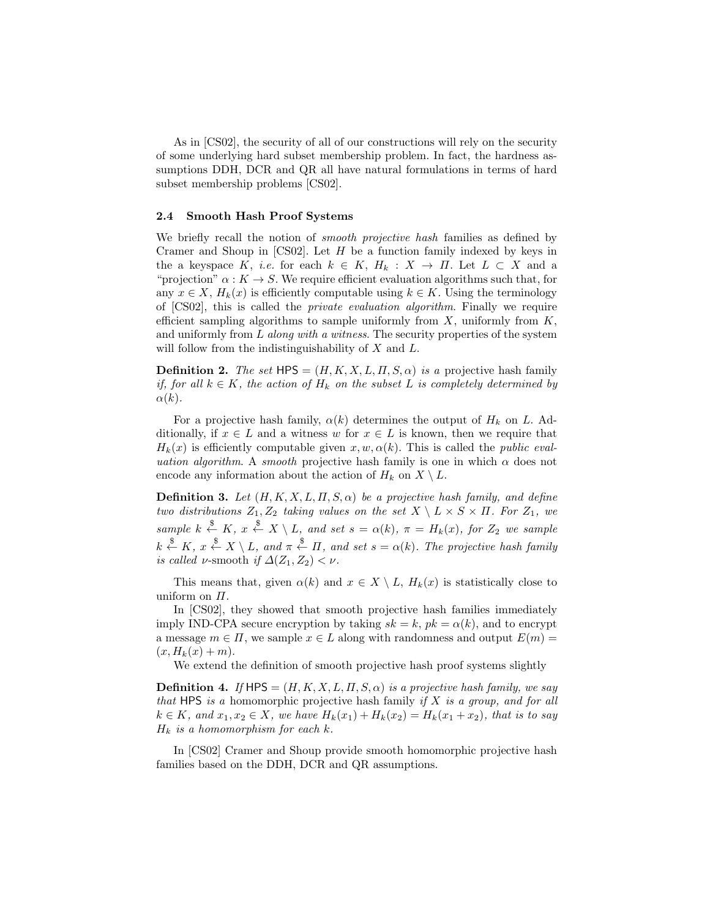As in [CS02], the security of all of our constructions will rely on the security of some underlying hard subset membership problem. In fact, the hardness assumptions DDH, DCR and QR all have natural formulations in terms of hard subset membership problems [CS02].

### 2.4 Smooth Hash Proof Systems

We briefly recall the notion of *smooth projective hash* families as defined by Cramer and Shoup in [CS02]. Let $H$ be a function family indexed by keys in the a keyspace $K$, *i.e.* for each $k \in K$, $H_k : X \to \Pi$. Let $L \subset X$ and a "projection" $\alpha : K \to S$. We require efficient evaluation algorithms such that, for any $x \in X$, $H_k(x)$ is efficiently computable using $k \in K$. Using the terminology of [CS02], this is called the *private evaluation algorithm*. Finally we require efficient sampling algorithms to sample uniformly from $X$, uniformly from $K$, and uniformly from $L$ *along with a witness*. The security properties of the system will follow from the indistinguishability of $X$ and $L$.

**Definition 2.** *The set* $\mathsf{HPS} = (H, K, X, L, \Pi, S, \alpha)$ *is a* projective hash family *if, for all* $k \in K$, *the action of* $H_k$ *on the subset* $L$ *is completely determined by* $\alpha(k)$.

For a projective hash family, $\alpha(k)$ determines the output of $H_k$ on $L$. Additionally, if $x \in L$ and a witness $w$ for $x \in L$ is known, then we require that $H_k(x)$ is efficiently computable given $x, w, \alpha(k)$. This is called the *public evaluation algorithm*. A *smooth* projective hash family is one in which $\alpha$ does not encode any information about the action of $H_k$ on $X \setminus L$.

**Definition 3.** *Let* $(H, K, X, L, \Pi, S, \alpha)$ *be a projective hash family, and define two distributions* $Z_1, Z_2$ *taking values on the set* $X \setminus L \times S \times \Pi$. *For* $Z_1$, *we sample* $k \xleftarrow{\$} K$, $x \xleftarrow{\$} X \setminus L$, *and set* $s = \alpha(k)$, $\pi = H_k(x)$, *for* $Z_2$ *we sample* $k \xleftarrow{\$} K$, $x \xleftarrow{\$} X \setminus L$, *and* $\pi \xleftarrow{\$} \Pi$, *and set* $s = \alpha(k)$. *The projective hash family is called* $\nu$-smooth *if* $\Delta(Z_1, Z_2) < \nu$.

This means that, given $\alpha(k)$ and $x \in X \setminus L$, $H_k(x)$ is statistically close to uniform on $\Pi$.

In [CS02], they showed that smooth projective hash families immediately imply IND-CPA secure encryption by taking $sk = k$, $pk = \alpha(k)$, and to encrypt a message $m \in \Pi$, we sample $x \in L$ along with randomness and output $E(m) = (x, H_k(x) + m)$.

We extend the definition of smooth projective hash proof systems slightly

**Definition 4.** *If* $\mathsf{HPS} = (H, K, X, L, \Pi, S, \alpha)$ *is a projective hash family, we say that* $\mathsf{HPS}$ *is a* homomorphic projective hash family *if* $X$ *is a group, and for all* $k \in K$, *and* $x_1, x_2 \in X$, *we have* $H_k(x_1) + H_k(x_2) = H_k(x_1 + x_2)$, *that is to say* $H_k$ *is a homomorphism for each* $k$.

In [CS02] Cramer and Shoup provide smooth homomorphic projective hash families based on the DDH, DCR and QR assumptions.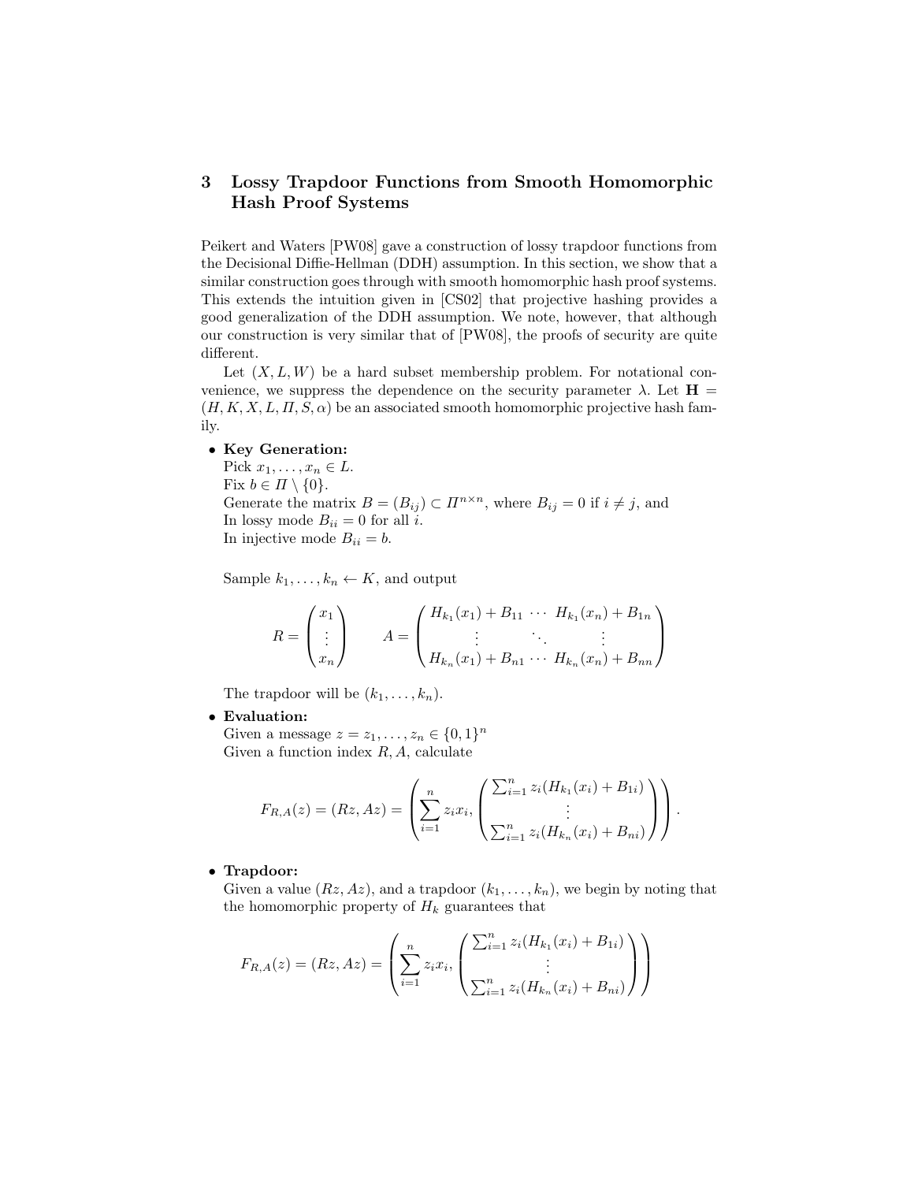## 3 Lossy Trapdoor Functions from Smooth Homomorphic Hash Proof Systems

Peikert and Waters [PW08] gave a construction of lossy trapdoor functions from the Decisional Diffie-Hellman (DDH) assumption. In this section, we show that a similar construction goes through with smooth homomorphic hash proof systems. This extends the intuition given in [CS02] that projective hashing provides a good generalization of the DDH assumption. We note, however, that although our construction is very similar that of [PW08], the proofs of security are quite different.

Let $(X, L, W)$ be a hard subset membership problem. For notational convenience, we suppress the dependence on the security parameter $\lambda$. Let $\mathbf{H} = (H, K, X, L, \Pi, S, \alpha)$ be an associated smooth homomorphic projective hash family.

- **Key Generation:**
  Pick $x_1, \ldots, x_n \in L$.
  Fix $b \in \Pi \setminus \{0\}$.
  Generate the matrix $B = (B_{ij}) \subset \Pi^{n \times n}$, where $B_{ij} = 0$ if $i \neq j$, and
  In lossy mode $B_{ii} = 0$ for all $i$.
  In injective mode $B_{ii} = b$.

  Sample $k_1, \ldots, k_n \leftarrow K$, and output

  $$R = \begin{pmatrix} x_1 \\ \vdots \\ x_n \end{pmatrix} \qquad A = \begin{pmatrix} H_{k_1}(x_1) + B_{11} & \cdots & H_{k_1}(x_n) + B_{1n} \\ \vdots & \ddots & \vdots \\ H_{k_n}(x_1) + B_{n1} & \cdots & H_{k_n}(x_n) + B_{nn} \end{pmatrix}$$

  The trapdoor will be $(k_1, \ldots, k_n)$.

- **Evaluation:**
  Given a message $z = z_1, \ldots, z_n \in \{0, 1\}^n$
  Given a function index $R, A$, calculate

  $$F_{R,A}(z) = (Rz, Az) = \left( \sum_{i=1}^{n} z_i x_i, \begin{pmatrix} \sum_{i=1}^{n} z_i (H_{k_1}(x_i) + B_{1i}) \\ \vdots \\ \sum_{i=1}^{n} z_i (H_{k_n}(x_i) + B_{ni}) \end{pmatrix} \right).$$

- **Trapdoor:**
  Given a value $(Rz, Az)$, and a trapdoor $(k_1, \ldots, k_n)$, we begin by noting that the homomorphic property of $H_k$ guarantees that

  $$F_{R,A}(z) = (Rz, Az) = \left( \sum_{i=1}^{n} z_i x_i, \begin{pmatrix} \sum_{i=1}^{n} z_i (H_{k_1}(x_i) + B_{1i}) \\ \vdots \\ \sum_{i=1}^{n} z_i (H_{k_n}(x_i) + B_{ni}) \end{pmatrix} \right)$$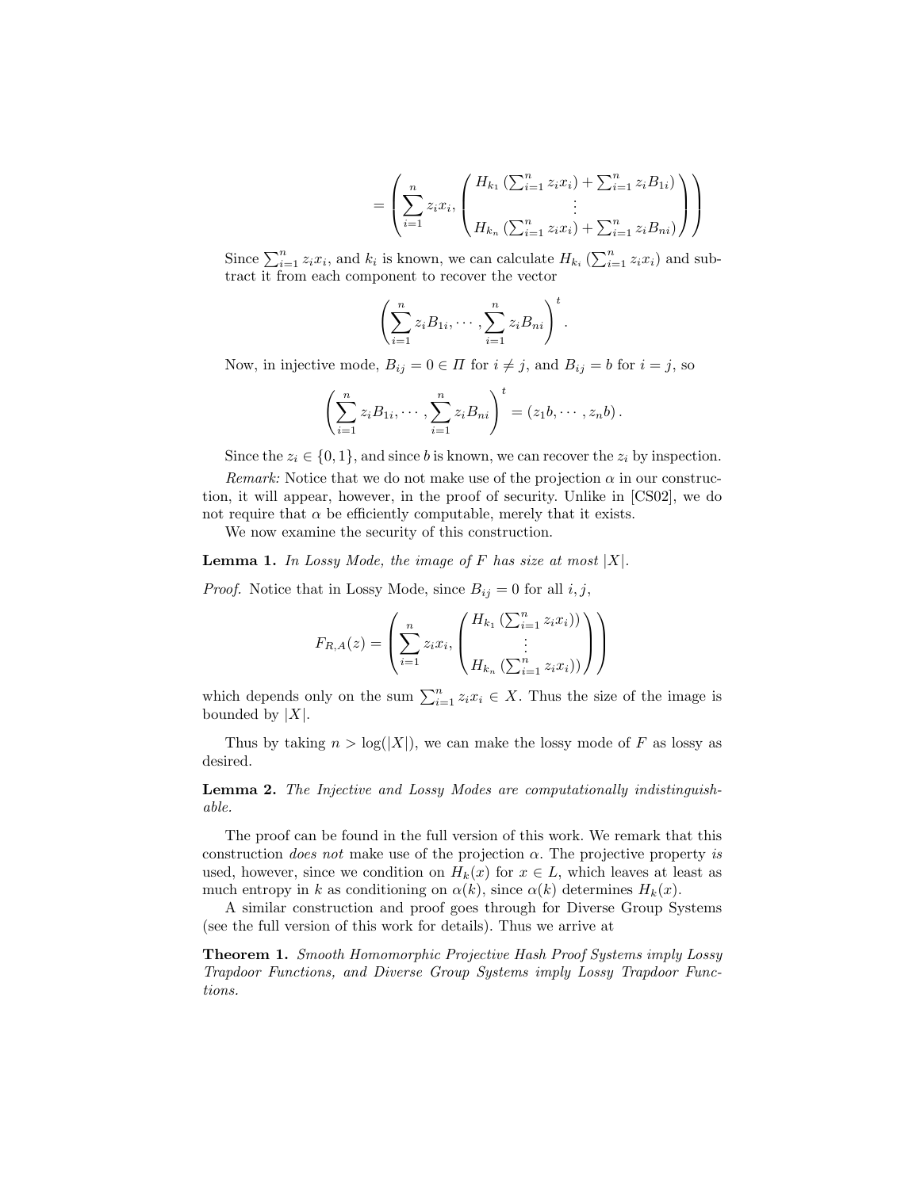$$= \left( \sum_{i=1}^{n} z_i x_i, \begin{pmatrix} H_{k_1}\left(\sum_{i=1}^{n} z_i x_i\right) + \sum_{i=1}^{n} z_i B_{1i} \\ \vdots \\ H_{k_n}\left(\sum_{i=1}^{n} z_i x_i\right) + \sum_{i=1}^{n} z_i B_{ni} \end{pmatrix} \right)$$

Since $\sum_{i=1}^{n} z_i x_i$, and $k_i$ is known, we can calculate $H_{k_i}\left(\sum_{i=1}^{n} z_i x_i\right)$ and subtract it from each component to recover the vector

$$\left( \sum_{i=1}^{n} z_i B_{1i}, \cdots, \sum_{i=1}^{n} z_i B_{ni} \right)^t.$$

Now, in injective mode, $B_{ij} = 0 \in \Pi$ for $i \neq j$, and $B_{ij} = b$ for $i = j$, so

$$\left( \sum_{i=1}^{n} z_i B_{1i}, \cdots, \sum_{i=1}^{n} z_i B_{ni} \right)^t = (z_1 b, \cdots, z_n b).$$

Since the $z_i \in \{0, 1\}$, and since $b$ is known, we can recover the $z_i$ by inspection.

*Remark:* Notice that we do not make use of the projection $\alpha$ in our construction, it will appear, however, in the proof of security. Unlike in [CS02], we do not require that $\alpha$ be efficiently computable, merely that it exists.

We now examine the security of this construction.

**Lemma 1.** *In Lossy Mode, the image of $F$ has size at most $|X|$.*

*Proof.* Notice that in Lossy Mode, since $B_{ij} = 0$ for all $i, j$,

$$F_{R,A}(z) = \left( \sum_{i=1}^{n} z_i x_i, \begin{pmatrix} H_{k_1}\left(\sum_{i=1}^{n} z_i x_i\right)) \\ \vdots \\ H_{k_n}\left(\sum_{i=1}^{n} z_i x_i\right)) \end{pmatrix} \right)$$

which depends only on the sum $\sum_{i=1}^{n} z_i x_i \in X$. Thus the size of the image is bounded by $|X|$.

Thus by taking $n > \log(|X|)$, we can make the lossy mode of $F$ as lossy as desired.

**Lemma 2.** *The Injective and Lossy Modes are computationally indistinguishable.*

The proof can be found in the full version of this work. We remark that this construction *does not* make use of the projection $\alpha$. The projective property *is* used, however, since we condition on $H_k(x)$ for $x \in L$, which leaves at least as much entropy in $k$ as conditioning on $\alpha(k)$, since $\alpha(k)$ determines $H_k(x)$.

A similar construction and proof goes through for Diverse Group Systems (see the full version of this work for details). Thus we arrive at

**Theorem 1.** *Smooth Homomorphic Projective Hash Proof Systems imply Lossy Trapdoor Functions, and Diverse Group Systems imply Lossy Trapdoor Functions.*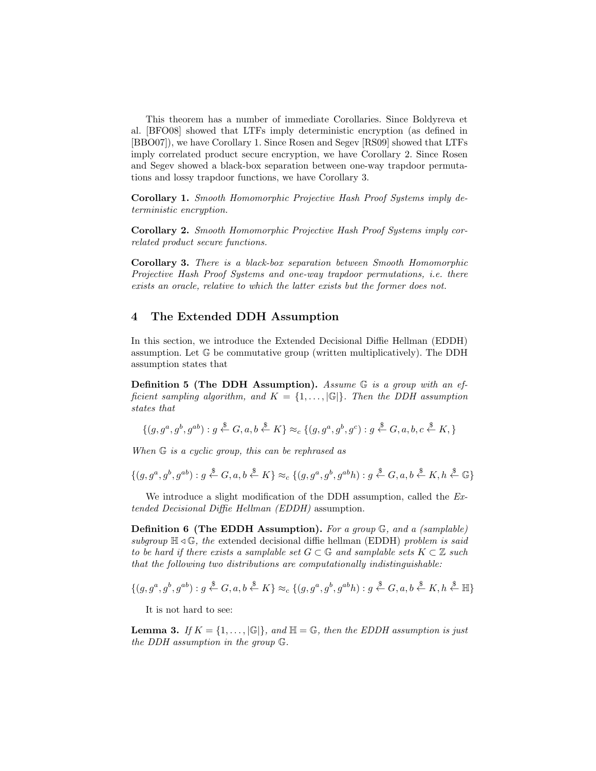This theorem has a number of immediate Corollaries. Since Boldyreva et al. [BFO08] showed that LTFs imply deterministic encryption (as defined in [BBO07]), we have Corollary 1. Since Rosen and Segev [RS09] showed that LTFs imply correlated product secure encryption, we have Corollary 2. Since Rosen and Segev showed a black-box separation between one-way trapdoor permutations and lossy trapdoor functions, we have Corollary 3.

**Corollary 1.** *Smooth Homomorphic Projective Hash Proof Systems imply deterministic encryption.*

**Corollary 2.** *Smooth Homomorphic Projective Hash Proof Systems imply correlated product secure functions.*

**Corollary 3.** *There is a black-box separation between Smooth Homomorphic Projective Hash Proof Systems and one-way trapdoor permutations, i.e. there exists an oracle, relative to which the latter exists but the former does not.*

## 4 The Extended DDH Assumption

In this section, we introduce the Extended Decisional Diffie Hellman (EDDH) assumption. Let $\mathbb{G}$ be commutative group (written multiplicatively). The DDH assumption states that

**Definition 5 (The DDH Assumption).** *Assume $\mathbb{G}$ is a group with an efficient sampling algorithm, and $K = \{1, \ldots, |\mathbb{G}|\}$. Then the DDH assumption states that*

$$\{(g, g^a, g^b, g^{ab}) : g \xleftarrow{\$} G, a, b \xleftarrow{\$} K\} \approx_c \{(g, g^a, g^b, g^c) : g \xleftarrow{\$} G, a, b, c \xleftarrow{\$} K, \}$$

*When $\mathbb{G}$ is a cyclic group, this can be rephrased as*

$$\{(g, g^a, g^b, g^{ab}) : g \xleftarrow{\$} G, a, b \xleftarrow{\$} K\} \approx_c \{(g, g^a, g^b, g^{ab}h) : g \xleftarrow{\$} G, a, b \xleftarrow{\$} K, h \xleftarrow{\$} \mathbb{G}\}$$

We introduce a slight modification of the DDH assumption, called the *Extended Decisional Diffie Hellman (EDDH)* assumption.

**Definition 6 (The EDDH Assumption).** *For a group $\mathbb{G}$, and a (samplable) subgroup $\mathbb{H} \triangleleft \mathbb{G}$, the* extended decisional diffie hellman (EDDH) *problem is said to be hard if there exists a samplable set $G \subset \mathbb{G}$ and samplable sets $K \subset \mathbb{Z}$ such that the following two distributions are computationally indistinguishable:*

$$\{(g, g^a, g^b, g^{ab}) : g \xleftarrow{\$} G, a, b \xleftarrow{\$} K\} \approx_c \{(g, g^a, g^b, g^{ab}h) : g \xleftarrow{\$} G, a, b \xleftarrow{\$} K, h \xleftarrow{\$} \mathbb{H}\}$$

It is not hard to see:

**Lemma 3.** *If $K = \{1, \ldots, |\mathbb{G}|\}$, and $\mathbb{H} = \mathbb{G}$, then the EDDH assumption is just the DDH assumption in the group $\mathbb{G}$.*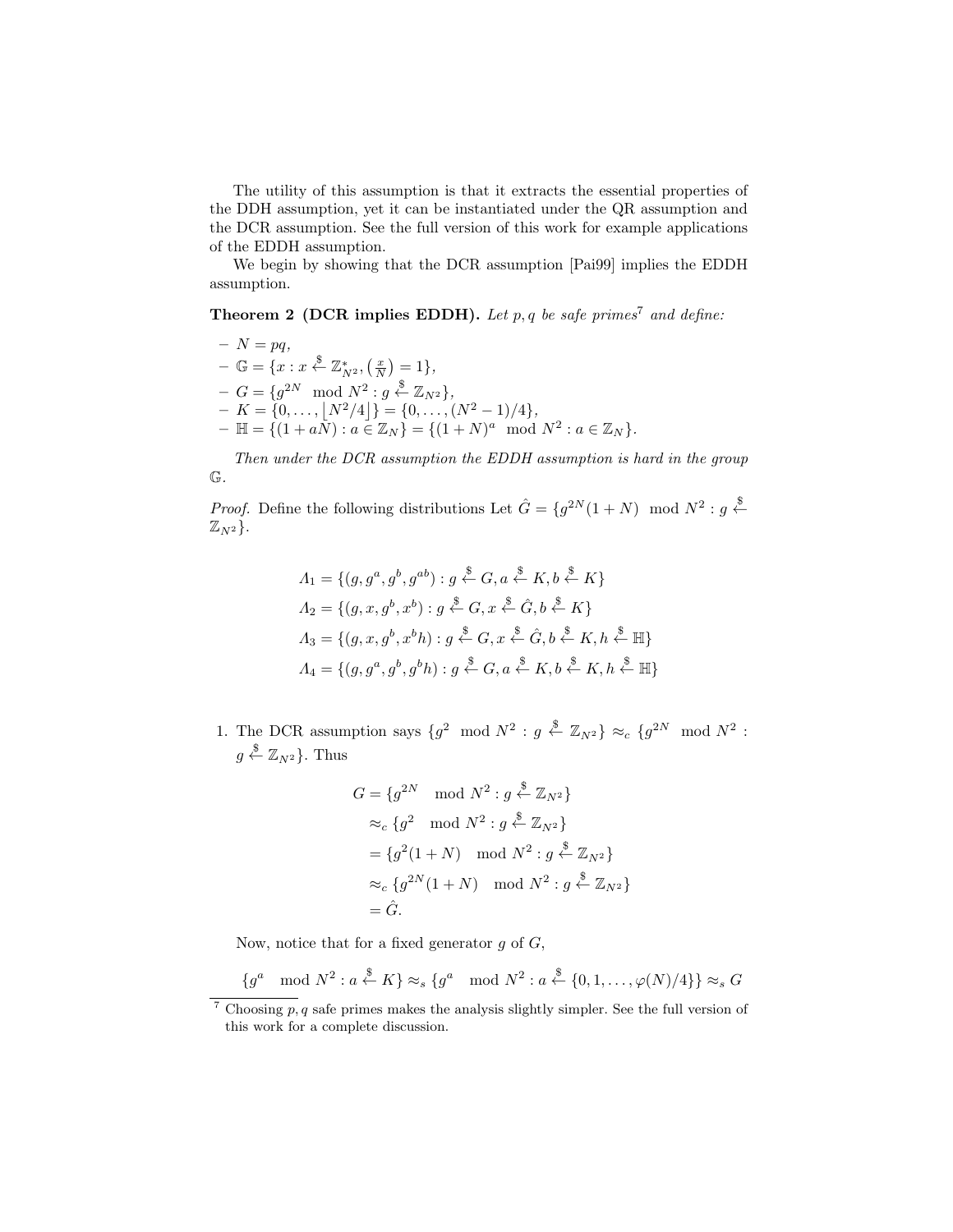The utility of this assumption is that it extracts the essential properties of the DDH assumption, yet it can be instantiated under the QR assumption and the DCR assumption. See the full version of this work for example applications of the EDDH assumption.

We begin by showing that the DCR assumption [Pai99] implies the EDDH assumption.

**Theorem 2 (DCR implies EDDH).** *Let $p, q$ be safe primes[7] and define:*

- $N = pq$,
- $\mathbb{G} = \{x : x \xleftarrow{\$} \mathbb{Z}_{N^2}^*, \left(\frac{x}{N}\right) = 1\}$,
- $G = \{g^{2N} \mod N^2 : g \xleftarrow{\$} \mathbb{Z}_{N^2}\}$,
- $K = \{0, \ldots, \lfloor N^2/4 \rfloor\} = \{0, \ldots, (N^2 - 1)/4\}$,
- $\mathbb{H} = \{(1 + aN) : a \in \mathbb{Z}_N\} = \{(1 + N)^a \mod N^2 : a \in \mathbb{Z}_N\}$.

*Then under the DCR assumption the EDDH assumption is hard in the group $\mathbb{G}$.*

*Proof.* Define the following distributions Let $\hat{G} = \{g^{2N}(1 + N) \mod N^2 : g \xleftarrow{\$} \mathbb{Z}_{N^2}\}$.

$$\Lambda_1 = \{(g, g^a, g^b, g^{ab}) : g \xleftarrow{\$} G, a \xleftarrow{\$} K, b \xleftarrow{\$} K\}$$
$$\Lambda_2 = \{(g, x, g^b, x^b) : g \xleftarrow{\$} G, x \xleftarrow{\$} \hat{G}, b \xleftarrow{\$} K\}$$
$$\Lambda_3 = \{(g, x, g^b, x^b h) : g \xleftarrow{\$} G, x \xleftarrow{\$} \hat{G}, b \xleftarrow{\$} K, h \xleftarrow{\$} \mathbb{H}\}$$
$$\Lambda_4 = \{(g, g^a, g^b, g^b h) : g \xleftarrow{\$} G, a \xleftarrow{\$} K, b \xleftarrow{\$} K, h \xleftarrow{\$} \mathbb{H}\}$$

1. The DCR assumption says $\{g^2 \mod N^2 : g \xleftarrow{\$} \mathbb{Z}_{N^2}\} \approx_c \{g^{2N} \mod N^2 : g \xleftarrow{\$} \mathbb{Z}_{N^2}\}$. Thus

$$\begin{aligned}
G &= \{g^{2N} \mod N^2 : g \xleftarrow{\$} \mathbb{Z}_{N^2}\} \\
&\approx_c \{g^2 \mod N^2 : g \xleftarrow{\$} \mathbb{Z}_{N^2}\} \\
&= \{g^2(1 + N) \mod N^2 : g \xleftarrow{\$} \mathbb{Z}_{N^2}\} \\
&\approx_c \{g^{2N}(1 + N) \mod N^2 : g \xleftarrow{\$} \mathbb{Z}_{N^2}\} \\
&= \hat{G}.
\end{aligned}$$

Now, notice that for a fixed generator $g$ of $G$,

$$\{g^a \mod N^2 : a \xleftarrow{\$} K\} \approx_s \{g^a \mod N^2 : a \xleftarrow{\$} \{0, 1, \ldots, \varphi(N)/4\}\} \approx_s G$$

[7] Choosing $p, q$ safe primes makes the analysis slightly simpler. See the full version of this work for a complete discussion.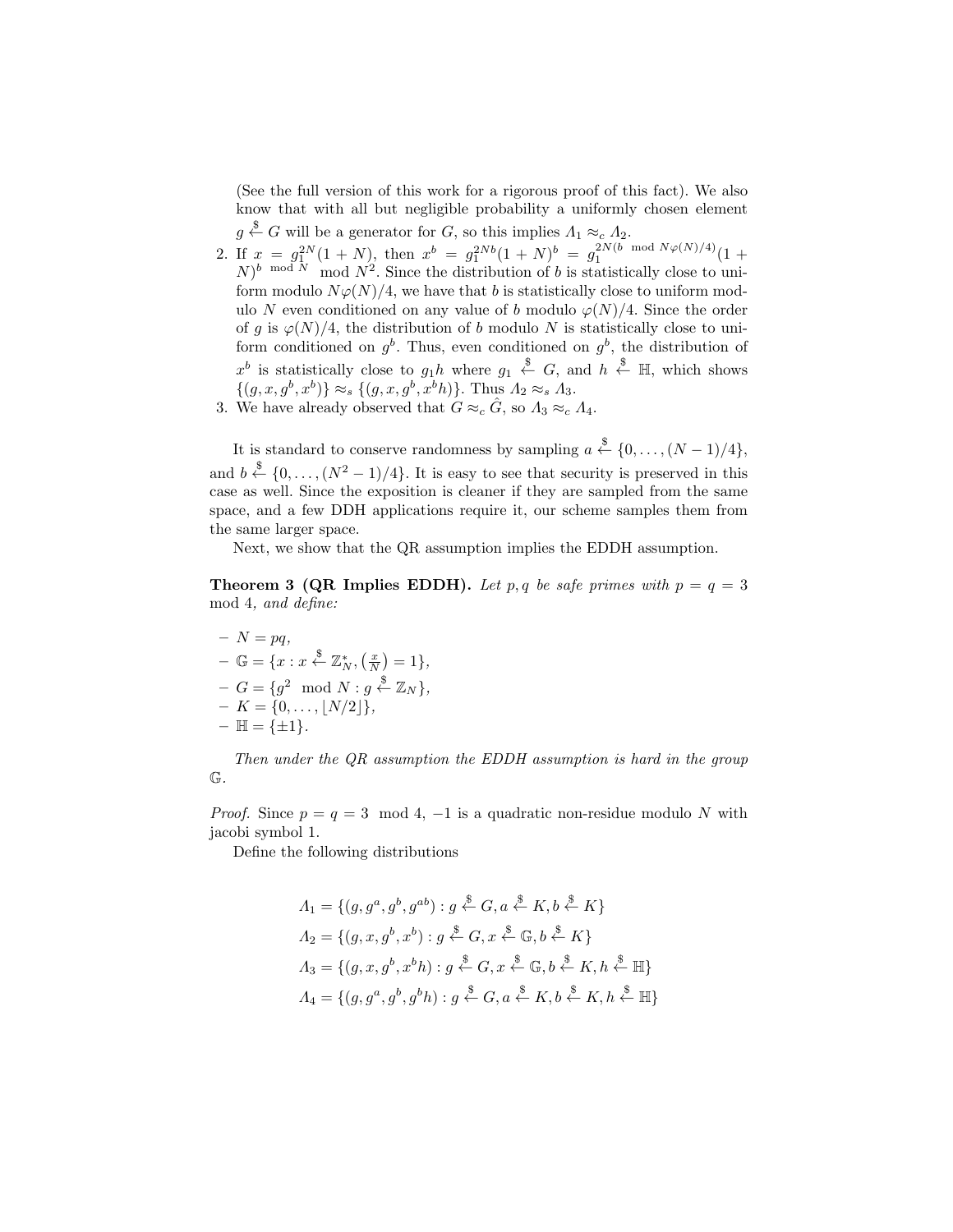(See the full version of this work for a rigorous proof of this fact). We also know that with all but negligible probability a uniformly chosen element $g \xleftarrow{\$} G$ will be a generator for $G$, so this implies $\Lambda_1 \approx_c \Lambda_2$.

2. If $x = g_1^{2N}(1+N)$, then $x^b = g_1^{2Nb}(1+N)^b = g_1^{2N(b \mod N\varphi(N)/4)}(1+N)^{b \mod N} \mod N^2$. Since the distribution of $b$ is statistically close to uniform modulo $N\varphi(N)/4$, we have that $b$ is statistically close to uniform modulo $N$ even conditioned on any value of $b$ modulo $\varphi(N)/4$. Since the order of $g$ is $\varphi(N)/4$, the distribution of $b$ modulo $N$ is statistically close to uniform conditioned on $g^b$. Thus, even conditioned on $g^b$, the distribution of $x^b$ is statistically close to $g_1 h$ where $g_1 \xleftarrow{\$} G$, and $h \xleftarrow{\$} \mathbb{H}$, which shows $\{(g, x, g^b, x^b)\} \approx_s \{(g, x, g^b, x^b h)\}$. Thus $\Lambda_2 \approx_s \Lambda_3$.
3. We have already observed that $G \approx_c \hat{G}$, so $\Lambda_3 \approx_c \Lambda_4$.

It is standard to conserve randomness by sampling $a \xleftarrow{\$} \{0, \ldots, (N-1)/4\}$, and $b \xleftarrow{\$} \{0, \ldots, (N^2-1)/4\}$. It is easy to see that security is preserved in this case as well. Since the exposition is cleaner if they are sampled from the same space, and a few DDH applications require it, our scheme samples them from the same larger space.

Next, we show that the QR assumption implies the EDDH assumption.

**Theorem 3 (QR Implies EDDH).** *Let $p, q$ be safe primes with $p = q = 3 \mod 4$, and define:*

- $N = pq$,
- $\mathbb{G} = \{x : x \xleftarrow{\$} \mathbb{Z}_N^*, \left(\frac{x}{N}\right) = 1\}$,
- $G = \{g^2 \mod N : g \xleftarrow{\$} \mathbb{Z}_N\}$,
- $K = \{0, \ldots, \lfloor N/2 \rfloor\}$,
- $\mathbb{H} = \{\pm 1\}$.

*Then under the QR assumption the EDDH assumption is hard in the group $\mathbb{G}$.*

*Proof.* Since $p = q = 3 \mod 4$, $-1$ is a quadratic non-residue modulo $N$ with jacobi symbol 1.

Define the following distributions

$$\Lambda_1 = \{(g, g^a, g^b, g^{ab}) : g \xleftarrow{\$} G, a \xleftarrow{\$} K, b \xleftarrow{\$} K\}$$

$$\Lambda_2 = \{(g, x, g^b, x^b) : g \xleftarrow{\$} G, x \xleftarrow{\$} \mathbb{G}, b \xleftarrow{\$} K\}$$

$$\Lambda_3 = \{(g, x, g^b, x^b h) : g \xleftarrow{\$} G, x \xleftarrow{\$} \mathbb{G}, b \xleftarrow{\$} K, h \xleftarrow{\$} \mathbb{H}\}$$

$$\Lambda_4 = \{(g, g^a, g^b, g^b h) : g \xleftarrow{\$} G, a \xleftarrow{\$} K, b \xleftarrow{\$} K, h \xleftarrow{\$} \mathbb{H}\}$$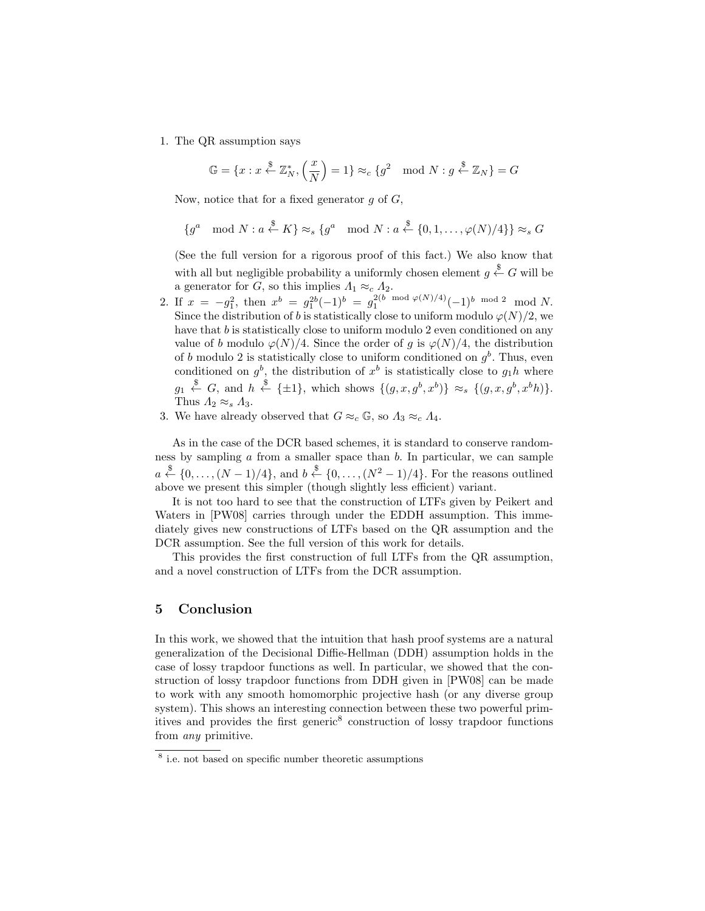1. The QR assumption says

$$\mathbb{G} = \{x : x \xleftarrow{\$} \mathbb{Z}_N^*, \left(\frac{x}{N}\right) = 1\} \approx_c \{g^2 \mod N : g \xleftarrow{\$} \mathbb{Z}_N\} = G$$

   Now, notice that for a fixed generator $g$ of $G$,

$$\{g^a \mod N : a \xleftarrow{\$} K\} \approx_s \{g^a \mod N : a \xleftarrow{\$} \{0, 1, \ldots, \varphi(N)/4\}\} \approx_s G$$

   (See the full version for a rigorous proof of this fact.) We also know that with all but negligible probability a uniformly chosen element $g \xleftarrow{\$} G$ will be a generator for $G$, so this implies $\Lambda_1 \approx_c \Lambda_2$.
2. If $x = -g_1^2$, then $x^b = g_1^{2b}(-1)^b = g_1^{2(b \mod \varphi(N)/4)}(-1)^{b \mod 2} \mod N$. Since the distribution of $b$ is statistically close to uniform modulo $\varphi(N)/2$, we have that $b$ is statistically close to uniform modulo 2 even conditioned on any value of $b$ modulo $\varphi(N)/4$. Since the order of $g$ is $\varphi(N)/4$, the distribution of $b$ modulo 2 is statistically close to uniform conditioned on $g^b$. Thus, even conditioned on $g^b$, the distribution of $x^b$ is statistically close to $g_1 h$ where $g_1 \xleftarrow{\$} G$, and $h \xleftarrow{\$} \{\pm 1\}$, which shows $\{(g, x, g^b, x^b)\} \approx_s \{(g, x, g^b, x^b h)\}$. Thus $\Lambda_2 \approx_s \Lambda_3$.
3. We have already observed that $G \approx_c \mathbb{G}$, so $\Lambda_3 \approx_c \Lambda_4$.

As in the case of the DCR based schemes, it is standard to conserve randomness by sampling $a$ from a smaller space than $b$. In particular, we can sample $a \xleftarrow{\$} \{0, \ldots, (N-1)/4\}$, and $b \xleftarrow{\$} \{0, \ldots, (N^2-1)/4\}$. For the reasons outlined above we present this simpler (though slightly less efficient) variant.

It is not too hard to see that the construction of LTFs given by Peikert and Waters in [PW08] carries through under the EDDH assumption. This immediately gives new constructions of LTFs based on the QR assumption and the DCR assumption. See the full version of this work for details.

This provides the first construction of full LTFs from the QR assumption, and a novel construction of LTFs from the DCR assumption.

## 5 Conclusion

In this work, we showed that the intuition that hash proof systems are a natural generalization of the Decisional Diffie-Hellman (DDH) assumption holds in the case of lossy trapdoor functions as well. In particular, we showed that the construction of lossy trapdoor functions from DDH given in [PW08] can be made to work with any smooth homomorphic projective hash (or any diverse group system). This shows an interesting connection between these two powerful primitives and provides the first generic[8] construction of lossy trapdoor functions from *any* primitive.

[8] i.e. not based on specific number theoretic assumptions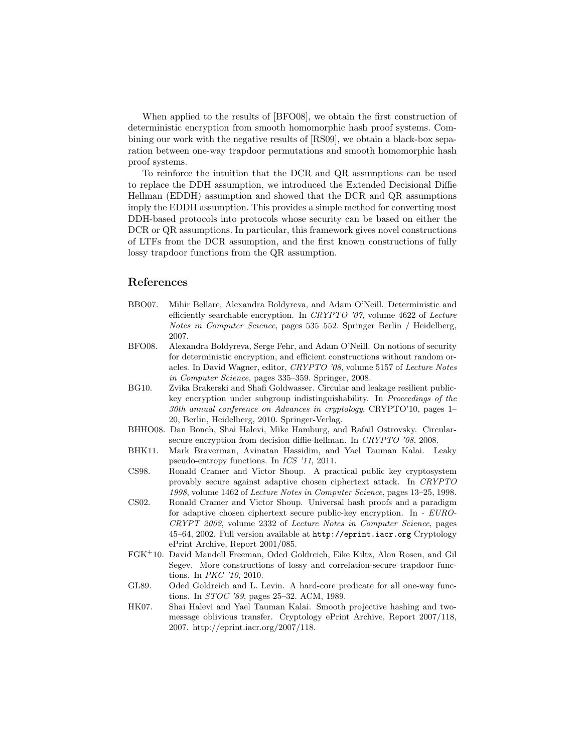When applied to the results of [BFO08], we obtain the first construction of deterministic encryption from smooth homomorphic hash proof systems. Combining our work with the negative results of [RS09], we obtain a black-box separation between one-way trapdoor permutations and smooth homomorphic hash proof systems.

To reinforce the intuition that the DCR and QR assumptions can be used to replace the DDH assumption, we introduced the Extended Decisional Diffie Hellman (EDDH) assumption and showed that the DCR and QR assumptions imply the EDDH assumption. This provides a simple method for converting most DDH-based protocols into protocols whose security can be based on either the DCR or QR assumptions. In particular, this framework gives novel constructions of LTFs from the DCR assumption, and the first known constructions of fully lossy trapdoor functions from the QR assumption.

## References

- BBO07. Mihir Bellare, Alexandra Boldyreva, and Adam O'Neill. Deterministic and efficiently searchable encryption. In *CRYPTO '07*, volume 4622 of *Lecture Notes in Computer Science*, pages 535–552. Springer Berlin / Heidelberg, 2007.
- BFO08. Alexandra Boldyreva, Serge Fehr, and Adam O'Neill. On notions of security for deterministic encryption, and efficient constructions without random oracles. In David Wagner, editor, *CRYPTO '08*, volume 5157 of *Lecture Notes in Computer Science*, pages 335–359. Springer, 2008.
- BG10. Zvika Brakerski and Shafi Goldwasser. Circular and leakage resilient public-key encryption under subgroup indistinguishability. In *Proceedings of the 30th annual conference on Advances in cryptology*, CRYPTO'10, pages 1–20, Berlin, Heidelberg, 2010. Springer-Verlag.
- BHHO08. Dan Boneh, Shai Halevi, Mike Hamburg, and Rafail Ostrovsky. Circular-secure encryption from decision diffie-hellman. In *CRYPTO '08*, 2008.
- BHK11. Mark Braverman, Avinatan Hassidim, and Yael Tauman Kalai. Leaky pseudo-entropy functions. In *ICS '11*, 2011.
- CS98. Ronald Cramer and Victor Shoup. A practical public key cryptosystem provably secure against adaptive chosen ciphertext attack. In *CRYPTO 1998*, volume 1462 of *Lecture Notes in Computer Science*, pages 13–25, 1998.
- CS02. Ronald Cramer and Victor Shoup. Universal hash proofs and a paradigm for adaptive chosen ciphertext secure public-key encryption. In - *EUROCRYPT 2002*, volume 2332 of *Lecture Notes in Computer Science*, pages 45–64, 2002. Full version available at `http://eprint.iacr.org` Cryptology ePrint Archive, Report 2001/085.
- FGK+10. David Mandell Freeman, Oded Goldreich, Eike Kiltz, Alon Rosen, and Gil Segev. More constructions of lossy and correlation-secure trapdoor functions. In *PKC '10*, 2010.
- GL89. Oded Goldreich and L. Levin. A hard-core predicate for all one-way functions. In *STOC '89*, pages 25–32. ACM, 1989.
- HK07. Shai Halevi and Yael Tauman Kalai. Smooth projective hashing and two-message oblivious transfer. Cryptology ePrint Archive, Report 2007/118, 2007. http://eprint.iacr.org/2007/118.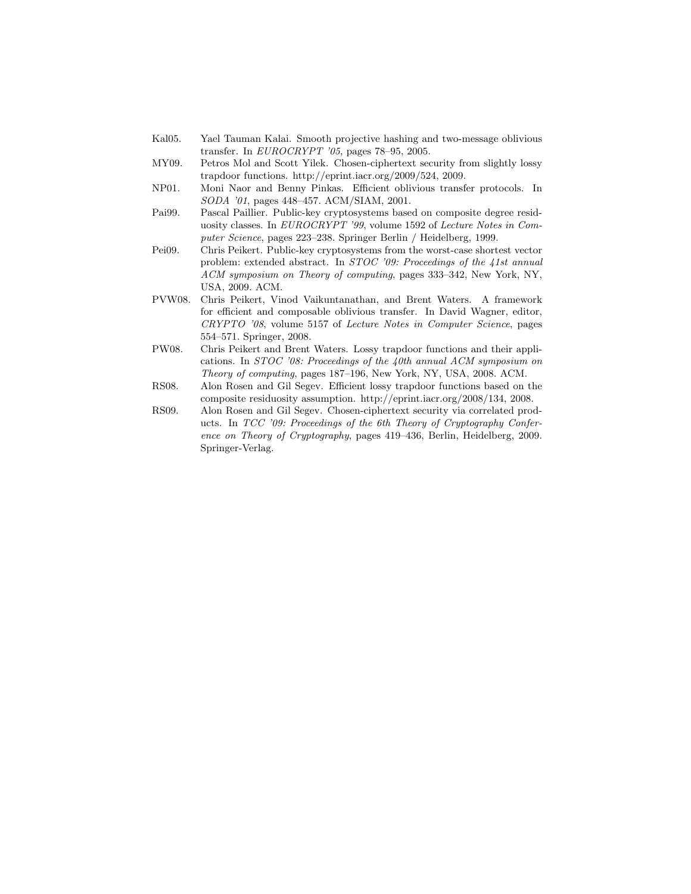Kal05. Yael Tauman Kalai. Smooth projective hashing and two-message oblivious transfer. In *EUROCRYPT '05*, pages 78–95, 2005.

MY09. Petros Mol and Scott Yilek. Chosen-ciphertext security from slightly lossy trapdoor functions. http://eprint.iacr.org/2009/524, 2009.

NP01. Moni Naor and Benny Pinkas. Efficient oblivious transfer protocols. In *SODA '01*, pages 448–457. ACM/SIAM, 2001.

Pai99. Pascal Paillier. Public-key cryptosystems based on composite degree residuosity classes. In *EUROCRYPT '99*, volume 1592 of *Lecture Notes in Computer Science*, pages 223–238. Springer Berlin / Heidelberg, 1999.

Pei09. Chris Peikert. Public-key cryptosystems from the worst-case shortest vector problem: extended abstract. In *STOC '09: Proceedings of the 41st annual ACM symposium on Theory of computing*, pages 333–342, New York, NY, USA, 2009. ACM.

PVW08. Chris Peikert, Vinod Vaikuntanathan, and Brent Waters. A framework for efficient and composable oblivious transfer. In David Wagner, editor, *CRYPTO '08*, volume 5157 of *Lecture Notes in Computer Science*, pages 554–571. Springer, 2008.

PW08. Chris Peikert and Brent Waters. Lossy trapdoor functions and their applications. In *STOC '08: Proceedings of the 40th annual ACM symposium on Theory of computing*, pages 187–196, New York, NY, USA, 2008. ACM.

RS08. Alon Rosen and Gil Segev. Efficient lossy trapdoor functions based on the composite residuosity assumption. http://eprint.iacr.org/2008/134, 2008.

RS09. Alon Rosen and Gil Segev. Chosen-ciphertext security via correlated products. In *TCC '09: Proceedings of the 6th Theory of Cryptography Conference on Theory of Cryptography*, pages 419–436, Berlin, Heidelberg, 2009. Springer-Verlag.